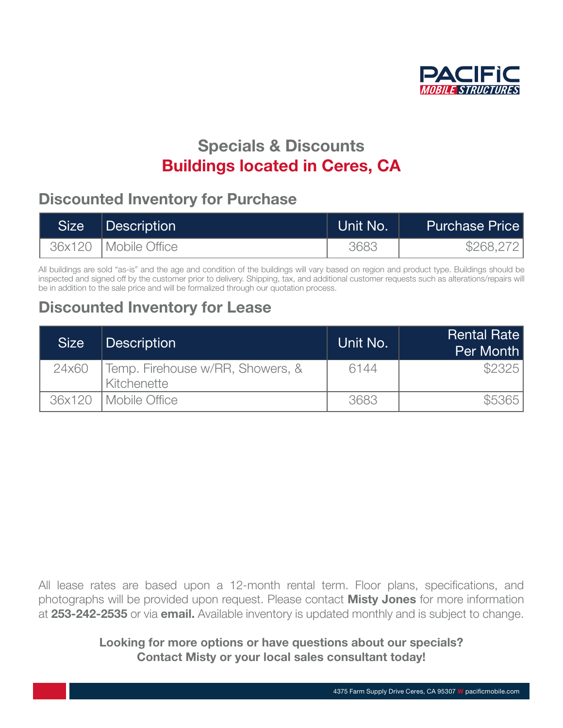# Specials & Discounts

## Buildings located in Ceres, CA

## Discounted Inventory for Purchase

| Size | Description | Unit No. | Purchase Price |
|---|---|---|---|
| 36x120 | Mobile Office | 3683 | $268,272 |

All buildings are sold "as-is" and the age and condition of the buildings will vary based on region and product type. Buildings should be inspected and signed off by the customer prior to delivery. Shipping, tax, and additional customer requests such as alterations/repairs will be in addition to the sale price and will be formalized through our quotation process.

## Discounted Inventory for Lease

| Size | Description | Unit No. | Rental Rate Per Month |
|---|---|---|---|
| 24x60 | Temp. Firehouse w/RR, Showers, & Kitchenette | 6144 | $2325 |
| 36x120 | Mobile Office | 3683 | $5365 |

All lease rates are based upon a 12-month rental term. Floor plans, specifications, and photographs will be provided upon request. Please contact **Misty Jones** for more information at **253-242-2535** or via **email.** Available inventory is updated monthly and is subject to change.

**Looking for more options or have questions about our specials? Contact Misty or your local sales consultant today!**

4375 Farm Supply Drive Ceres, CA 95307 W pacificmobile.com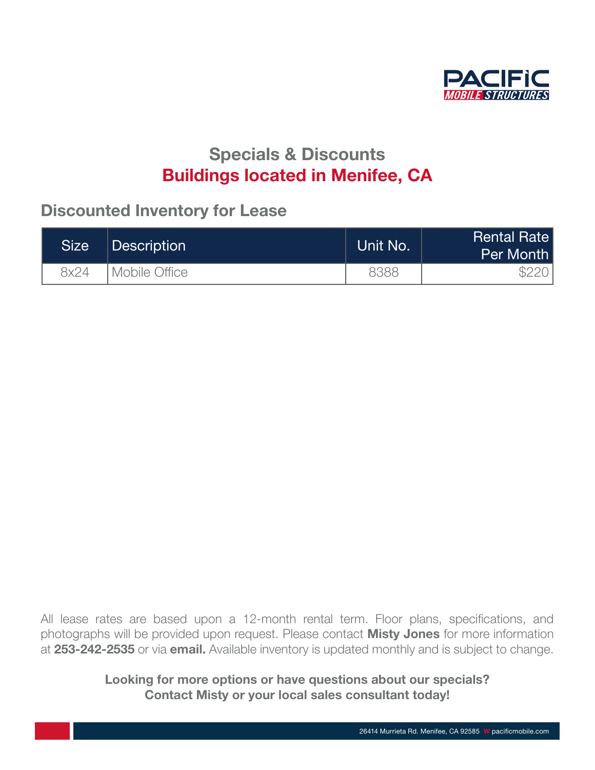# Specials & Discounts

## Buildings located in Menifee, CA

### Discounted Inventory for Lease

| Size | Description | Unit No. | Rental Rate Per Month |
|---|---|---|---|
| 8x24 | Mobile Office | 8388 | $220 |

All lease rates are based upon a 12-month rental term. Floor plans, specifications, and photographs will be provided upon request. Please contact **Misty Jones** for more information at **253-242-2535** or via **email.** Available inventory is updated monthly and is subject to change.

**Looking for more options or have questions about our specials? Contact Misty or your local sales consultant today!**

26414 Murrieta Rd. Menifee, CA 92585 W pacificmobile.com